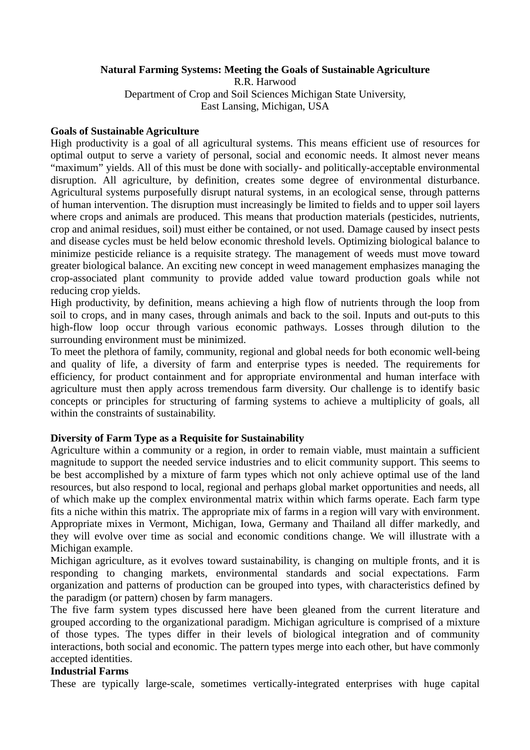# Natural Farming Systems: Meeting the Goals of Sustainable Agriculture

R.R. Harwood
Department of Crop and Soil Sciences Michigan State University,
East Lansing, Michigan, USA

## Goals of Sustainable Agriculture

High productivity is a goal of all agricultural systems. This means efficient use of resources for optimal output to serve a variety of personal, social and economic needs. It almost never means "maximum" yields. All of this must be done with socially- and politically-acceptable environmental disruption. All agriculture, by definition, creates some degree of environmental disturbance. Agricultural systems purposefully disrupt natural systems, in an ecological sense, through patterns of human intervention. The disruption must increasingly be limited to fields and to upper soil layers where crops and animals are produced. This means that production materials (pesticides, nutrients, crop and animal residues, soil) must either be contained, or not used. Damage caused by insect pests and disease cycles must be held below economic threshold levels. Optimizing biological balance to minimize pesticide reliance is a requisite strategy. The management of weeds must move toward greater biological balance. An exciting new concept in weed management emphasizes managing the crop-associated plant community to provide added value toward production goals while not reducing crop yields.

High productivity, by definition, means achieving a high flow of nutrients through the loop from soil to crops, and in many cases, through animals and back to the soil. Inputs and out-puts to this high-flow loop occur through various economic pathways. Losses through dilution to the surrounding environment must be minimized.

To meet the plethora of family, community, regional and global needs for both economic well-being and quality of life, a diversity of farm and enterprise types is needed. The requirements for efficiency, for product containment and for appropriate environmental and human interface with agriculture must then apply across tremendous farm diversity. Our challenge is to identify basic concepts or principles for structuring of farming systems to achieve a multiplicity of goals, all within the constraints of sustainability.

## Diversity of Farm Type as a Requisite for Sustainability

Agriculture within a community or a region, in order to remain viable, must maintain a sufficient magnitude to support the needed service industries and to elicit community support. This seems to be best accomplished by a mixture of farm types which not only achieve optimal use of the land resources, but also respond to local, regional and perhaps global market opportunities and needs, all of which make up the complex environmental matrix within which farms operate. Each farm type fits a niche within this matrix. The appropriate mix of farms in a region will vary with environment. Appropriate mixes in Vermont, Michigan, Iowa, Germany and Thailand all differ markedly, and they will evolve over time as social and economic conditions change. We will illustrate with a Michigan example.

Michigan agriculture, as it evolves toward sustainability, is changing on multiple fronts, and it is responding to changing markets, environmental standards and social expectations. Farm organization and patterns of production can be grouped into types, with characteristics defined by the paradigm (or pattern) chosen by farm managers.

The five farm system types discussed here have been gleaned from the current literature and grouped according to the organizational paradigm. Michigan agriculture is comprised of a mixture of those types. The types differ in their levels of biological integration and of community interactions, both social and economic. The pattern types merge into each other, but have commonly accepted identities.

### Industrial Farms

These are typically large-scale, sometimes vertically-integrated enterprises with huge capital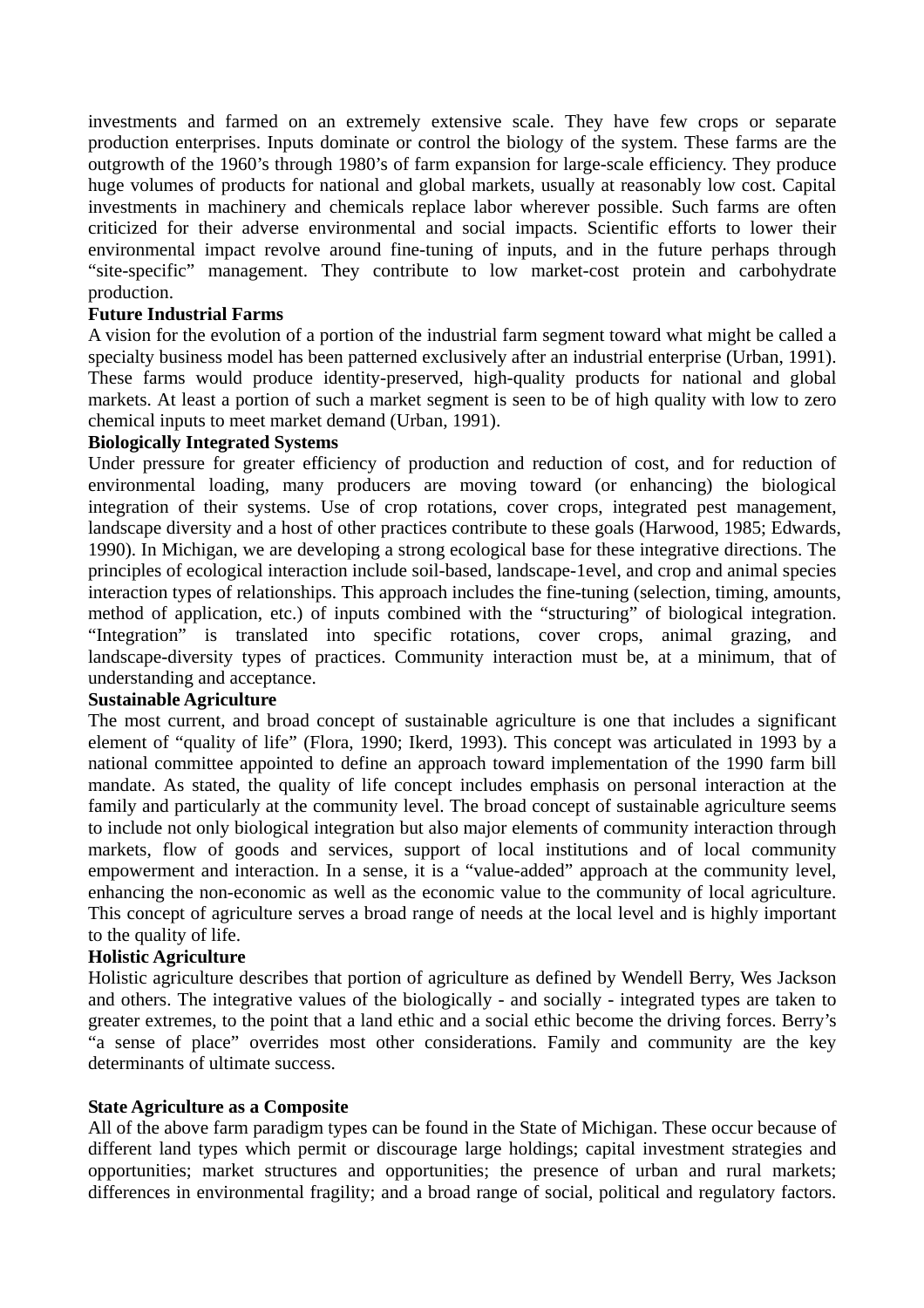investments and farmed on an extremely extensive scale. They have few crops or separate production enterprises. Inputs dominate or control the biology of the system. These farms are the outgrowth of the 1960's through 1980's of farm expansion for large-scale efficiency. They produce huge volumes of products for national and global markets, usually at reasonably low cost. Capital investments in machinery and chemicals replace labor wherever possible. Such farms are often criticized for their adverse environmental and social impacts. Scientific efforts to lower their environmental impact revolve around fine-tuning of inputs, and in the future perhaps through "site-specific" management. They contribute to low market-cost protein and carbohydrate production.

**Future Industrial Farms**

A vision for the evolution of a portion of the industrial farm segment toward what might be called a specialty business model has been patterned exclusively after an industrial enterprise (Urban, 1991). These farms would produce identity-preserved, high-quality products for national and global markets. At least a portion of such a market segment is seen to be of high quality with low to zero chemical inputs to meet market demand (Urban, 1991).

**Biologically Integrated Systems**

Under pressure for greater efficiency of production and reduction of cost, and for reduction of environmental loading, many producers are moving toward (or enhancing) the biological integration of their systems. Use of crop rotations, cover crops, integrated pest management, landscape diversity and a host of other practices contribute to these goals (Harwood, 1985; Edwards, 1990). In Michigan, we are developing a strong ecological base for these integrative directions. The principles of ecological interaction include soil-based, landscape-1evel, and crop and animal species interaction types of relationships. This approach includes the fine-tuning (selection, timing, amounts, method of application, etc.) of inputs combined with the "structuring" of biological integration. "Integration" is translated into specific rotations, cover crops, animal grazing, and landscape-diversity types of practices. Community interaction must be, at a minimum, that of understanding and acceptance.

**Sustainable Agriculture**

The most current, and broad concept of sustainable agriculture is one that includes a significant element of "quality of life" (Flora, 1990; Ikerd, 1993). This concept was articulated in 1993 by a national committee appointed to define an approach toward implementation of the 1990 farm bill mandate. As stated, the quality of life concept includes emphasis on personal interaction at the family and particularly at the community level. The broad concept of sustainable agriculture seems to include not only biological integration but also major elements of community interaction through markets, flow of goods and services, support of local institutions and of local community empowerment and interaction. In a sense, it is a "value-added" approach at the community level, enhancing the non-economic as well as the economic value to the community of local agriculture. This concept of agriculture serves a broad range of needs at the local level and is highly important to the quality of life.

**Holistic Agriculture**

Holistic agriculture describes that portion of agriculture as defined by Wendell Berry, Wes Jackson and others. The integrative values of the biologically - and socially - integrated types are taken to greater extremes, to the point that a land ethic and a social ethic become the driving forces. Berry's "a sense of place" overrides most other considerations. Family and community are the key determinants of ultimate success.

**State Agriculture as a Composite**

All of the above farm paradigm types can be found in the State of Michigan. These occur because of different land types which permit or discourage large holdings; capital investment strategies and opportunities; market structures and opportunities; the presence of urban and rural markets; differences in environmental fragility; and a broad range of social, political and regulatory factors.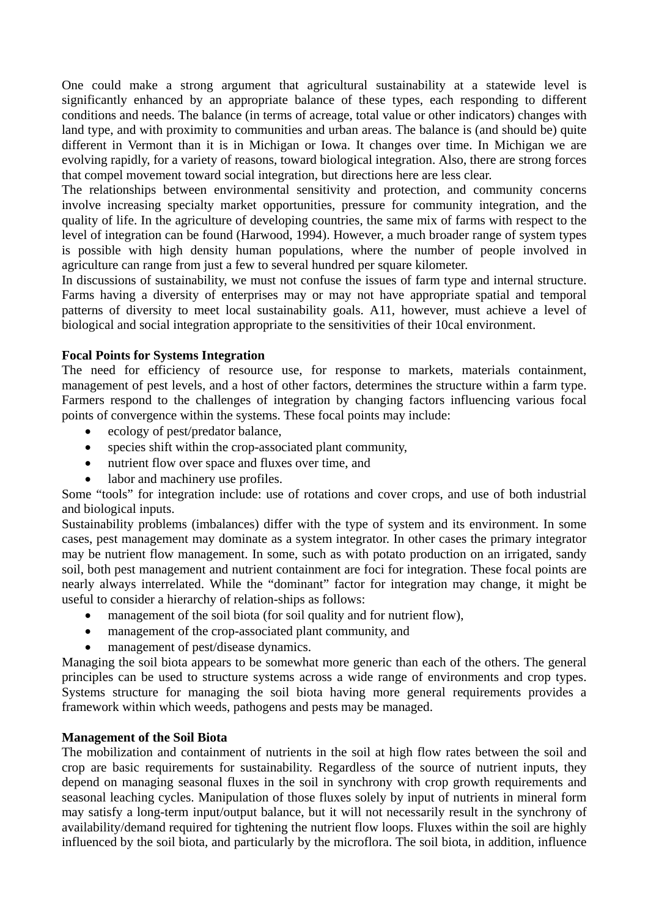One could make a strong argument that agricultural sustainability at a statewide level is significantly enhanced by an appropriate balance of these types, each responding to different conditions and needs. The balance (in terms of acreage, total value or other indicators) changes with land type, and with proximity to communities and urban areas. The balance is (and should be) quite different in Vermont than it is in Michigan or Iowa. It changes over time. In Michigan we are evolving rapidly, for a variety of reasons, toward biological integration. Also, there are strong forces that compel movement toward social integration, but directions here are less clear.

The relationships between environmental sensitivity and protection, and community concerns involve increasing specialty market opportunities, pressure for community integration, and the quality of life. In the agriculture of developing countries, the same mix of farms with respect to the level of integration can be found (Harwood, 1994). However, a much broader range of system types is possible with high density human populations, where the number of people involved in agriculture can range from just a few to several hundred per square kilometer.

In discussions of sustainability, we must not confuse the issues of farm type and internal structure. Farms having a diversity of enterprises may or may not have appropriate spatial and temporal patterns of diversity to meet local sustainability goals. A11, however, must achieve a level of biological and social integration appropriate to the sensitivities of their 10cal environment.

**Focal Points for Systems Integration**

The need for efficiency of resource use, for response to markets, materials containment, management of pest levels, and a host of other factors, determines the structure within a farm type. Farmers respond to the challenges of integration by changing factors influencing various focal points of convergence within the systems. These focal points may include:

- ecology of pest/predator balance,
- species shift within the crop-associated plant community,
- nutrient flow over space and fluxes over time, and
- labor and machinery use profiles.

Some "tools" for integration include: use of rotations and cover crops, and use of both industrial and biological inputs.

Sustainability problems (imbalances) differ with the type of system and its environment. In some cases, pest management may dominate as a system integrator. In other cases the primary integrator may be nutrient flow management. In some, such as with potato production on an irrigated, sandy soil, both pest management and nutrient containment are foci for integration. These focal points are nearly always interrelated. While the "dominant" factor for integration may change, it might be useful to consider a hierarchy of relation-ships as follows:

- management of the soil biota (for soil quality and for nutrient flow),
- management of the crop-associated plant community, and
- management of pest/disease dynamics.

Managing the soil biota appears to be somewhat more generic than each of the others. The general principles can be used to structure systems across a wide range of environments and crop types. Systems structure for managing the soil biota having more general requirements provides a framework within which weeds, pathogens and pests may be managed.

**Management of the Soil Biota**

The mobilization and containment of nutrients in the soil at high flow rates between the soil and crop are basic requirements for sustainability. Regardless of the source of nutrient inputs, they depend on managing seasonal fluxes in the soil in synchrony with crop growth requirements and seasonal leaching cycles. Manipulation of those fluxes solely by input of nutrients in mineral form may satisfy a long-term input/output balance, but it will not necessarily result in the synchrony of availability/demand required for tightening the nutrient flow loops. Fluxes within the soil are highly influenced by the soil biota, and particularly by the microflora. The soil biota, in addition, influence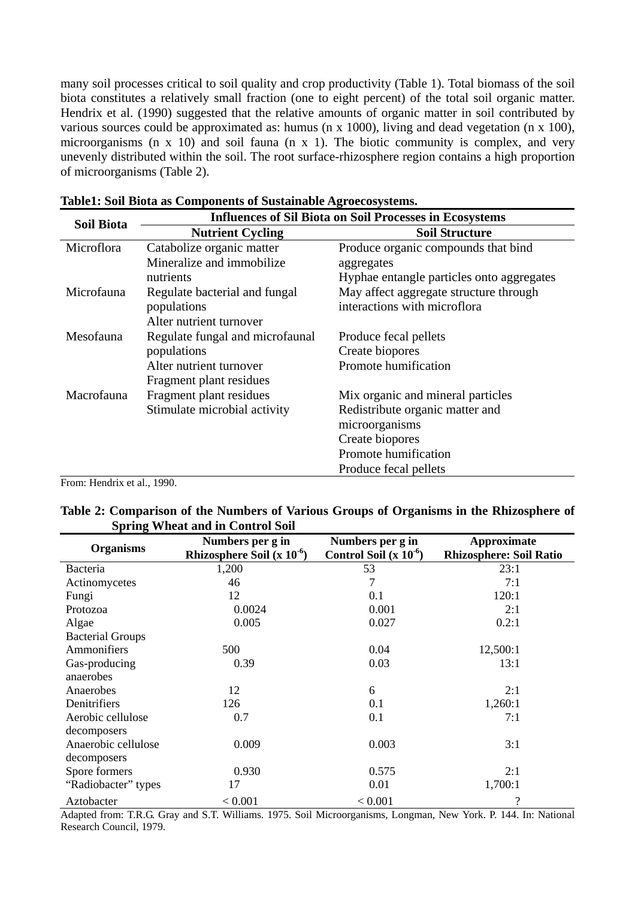many soil processes critical to soil quality and crop productivity (Table 1). Total biomass of the soil biota constitutes a relatively small fraction (one to eight percent) of the total soil organic matter. Hendrix et al. (1990) suggested that the relative amounts of organic matter in soil contributed by various sources could be approximated as: humus (n x 1000), living and dead vegetation (n x 100), microorganisms (n x 10) and soil fauna (n x 1). The biotic community is complex, and very unevenly distributed within the soil. The root surface-rhizosphere region contains a high proportion of microorganisms (Table 2).

**Table1: Soil Biota as Components of Sustainable Agroecosystems.**

| Soil Biota | Influences of Sil Biota on Soil Processes in Ecosystems | |
|---|---|---|
| | **Nutrient Cycling** | **Soil Structure** |
| Microflora | Catabolize organic matter<br>Mineralize and immobilize nutrients | Produce organic compounds that bind aggregates<br>Hyphae entangle particles onto aggregates |
| Microfauna | Regulate bacterial and fungal populations<br>Alter nutrient turnover | May affect aggregate structure through interactions with microflora |
| Mesofauna | Regulate fungal and microfaunal populations<br>Alter nutrient turnover<br>Fragment plant residues | Produce fecal pellets<br>Create biopores<br>Promote humification |
| Macrofauna | Fragment plant residues<br>Stimulate microbial activity | Mix organic and mineral particles<br>Redistribute organic matter and microorganisms<br>Create biopores<br>Promote humification<br>Produce fecal pellets |

From: Hendrix et al., 1990.

**Table 2: Comparison of the Numbers of Various Groups of Organisms in the Rhizosphere of Spring Wheat and in Control Soil**

| Organisms | Numbers per g in Rhizosphere Soil (x $10^{-6}$) | Numbers per g in Control Soil (x $10^{-6}$) | Approximate Rhizosphere: Soil Ratio |
|---|---|---|---|
| Bacteria | 1,200 | 53 | 23:1 |
| Actinomycetes | 46 | 7 | 7:1 |
| Fungi | 12 | 0.1 | 120:1 |
| Protozoa | 0.0024 | 0.001 | 2:1 |
| Algae | 0.005 | 0.027 | 0.2:1 |
| Bacterial Groups | | | |
| Ammonifiers | 500 | 0.04 | 12,500:1 |
| Gas-producing anaerobes | 0.39 | 0.03 | 13:1 |
| Anaerobes | 12 | 6 | 2:1 |
| Denitrifiers | 126 | 0.1 | 1,260:1 |
| Aerobic cellulose decomposers | 0.7 | 0.1 | 7:1 |
| Anaerobic cellulose decomposers | 0.009 | 0.003 | 3:1 |
| Spore formers | 0.930 | 0.575 | 2:1 |
| "Radiobacter" types | 17 | 0.01 | 1,700:1 |
| Aztobacter | < 0.001 | < 0.001 | ? |

Adapted from: T.R.G. Gray and S.T. Williams. 1975. Soil Microorganisms, Longman, New York. P. 144. In: National Research Council, 1979.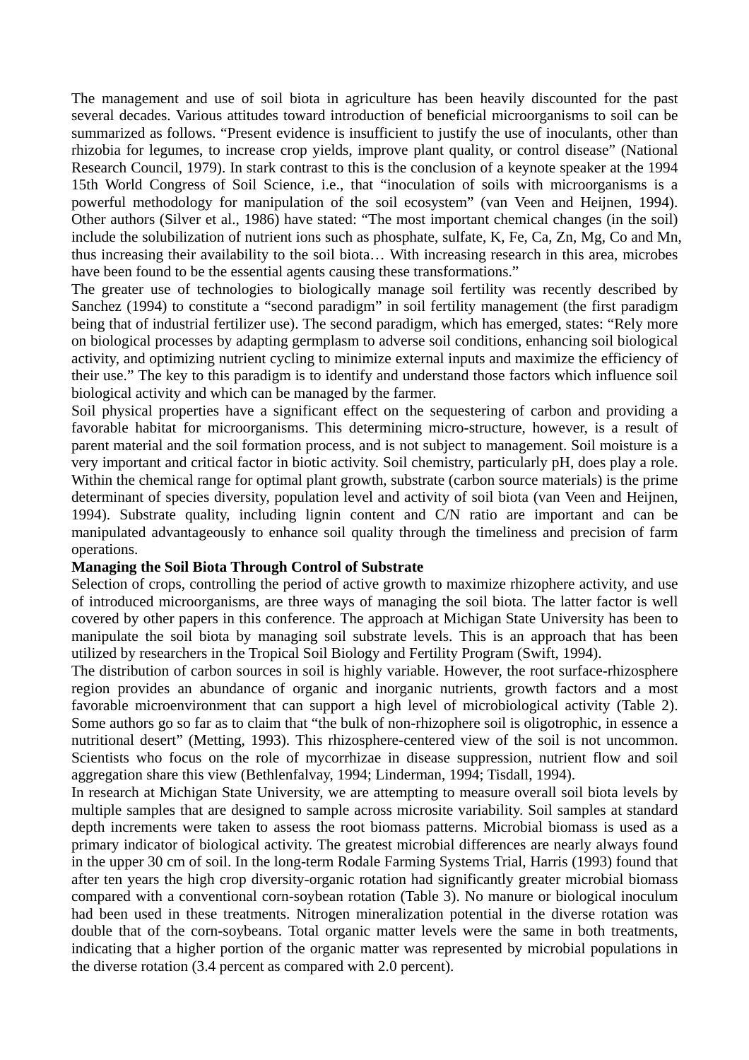The management and use of soil biota in agriculture has been heavily discounted for the past several decades. Various attitudes toward introduction of beneficial microorganisms to soil can be summarized as follows. “Present evidence is insufficient to justify the use of inoculants, other than rhizobia for legumes, to increase crop yields, improve plant quality, or control disease” (National Research Council, 1979). In stark contrast to this is the conclusion of a keynote speaker at the 1994 15th World Congress of Soil Science, i.e., that “inoculation of soils with microorganisms is a powerful methodology for manipulation of the soil ecosystem” (van Veen and Heijnen, 1994). Other authors (Silver et al., 1986) have stated: “The most important chemical changes (in the soil) include the solubilization of nutrient ions such as phosphate, sulfate, K, Fe, Ca, Zn, Mg, Co and Mn, thus increasing their availability to the soil biota… With increasing research in this area, microbes have been found to be the essential agents causing these transformations.”

The greater use of technologies to biologically manage soil fertility was recently described by Sanchez (1994) to constitute a “second paradigm” in soil fertility management (the first paradigm being that of industrial fertilizer use). The second paradigm, which has emerged, states: “Rely more on biological processes by adapting germplasm to adverse soil conditions, enhancing soil biological activity, and optimizing nutrient cycling to minimize external inputs and maximize the efficiency of their use.” The key to this paradigm is to identify and understand those factors which influence soil biological activity and which can be managed by the farmer.

Soil physical properties have a significant effect on the sequestering of carbon and providing a favorable habitat for microorganisms. This determining micro-structure, however, is a result of parent material and the soil formation process, and is not subject to management. Soil moisture is a very important and critical factor in biotic activity. Soil chemistry, particularly pH, does play a role. Within the chemical range for optimal plant growth, substrate (carbon source materials) is the prime determinant of species diversity, population level and activity of soil biota (van Veen and Heijnen, 1994). Substrate quality, including lignin content and C/N ratio are important and can be manipulated advantageously to enhance soil quality through the timeliness and precision of farm operations.

**Managing the Soil Biota Through Control of Substrate**

Selection of crops, controlling the period of active growth to maximize rhizophere activity, and use of introduced microorganisms, are three ways of managing the soil biota. The latter factor is well covered by other papers in this conference. The approach at Michigan State University has been to manipulate the soil biota by managing soil substrate levels. This is an approach that has been utilized by researchers in the Tropical Soil Biology and Fertility Program (Swift, 1994).

The distribution of carbon sources in soil is highly variable. However, the root surface-rhizosphere region provides an abundance of organic and inorganic nutrients, growth factors and a most favorable microenvironment that can support a high level of microbiological activity (Table 2). Some authors go so far as to claim that “the bulk of non-rhizophere soil is oligotrophic, in essence a nutritional desert” (Metting, 1993). This rhizosphere-centered view of the soil is not uncommon. Scientists who focus on the role of mycorrhizae in disease suppression, nutrient flow and soil aggregation share this view (Bethlenfalvay, 1994; Linderman, 1994; Tisdall, 1994).

In research at Michigan State University, we are attempting to measure overall soil biota levels by multiple samples that are designed to sample across microsite variability. Soil samples at standard depth increments were taken to assess the root biomass patterns. Microbial biomass is used as a primary indicator of biological activity. The greatest microbial differences are nearly always found in the upper 30 cm of soil. In the long-term Rodale Farming Systems Trial, Harris (1993) found that after ten years the high crop diversity-organic rotation had significantly greater microbial biomass compared with a conventional corn-soybean rotation (Table 3). No manure or biological inoculum had been used in these treatments. Nitrogen mineralization potential in the diverse rotation was double that of the corn-soybeans. Total organic matter levels were the same in both treatments, indicating that a higher portion of the organic matter was represented by microbial populations in the diverse rotation (3.4 percent as compared with 2.0 percent).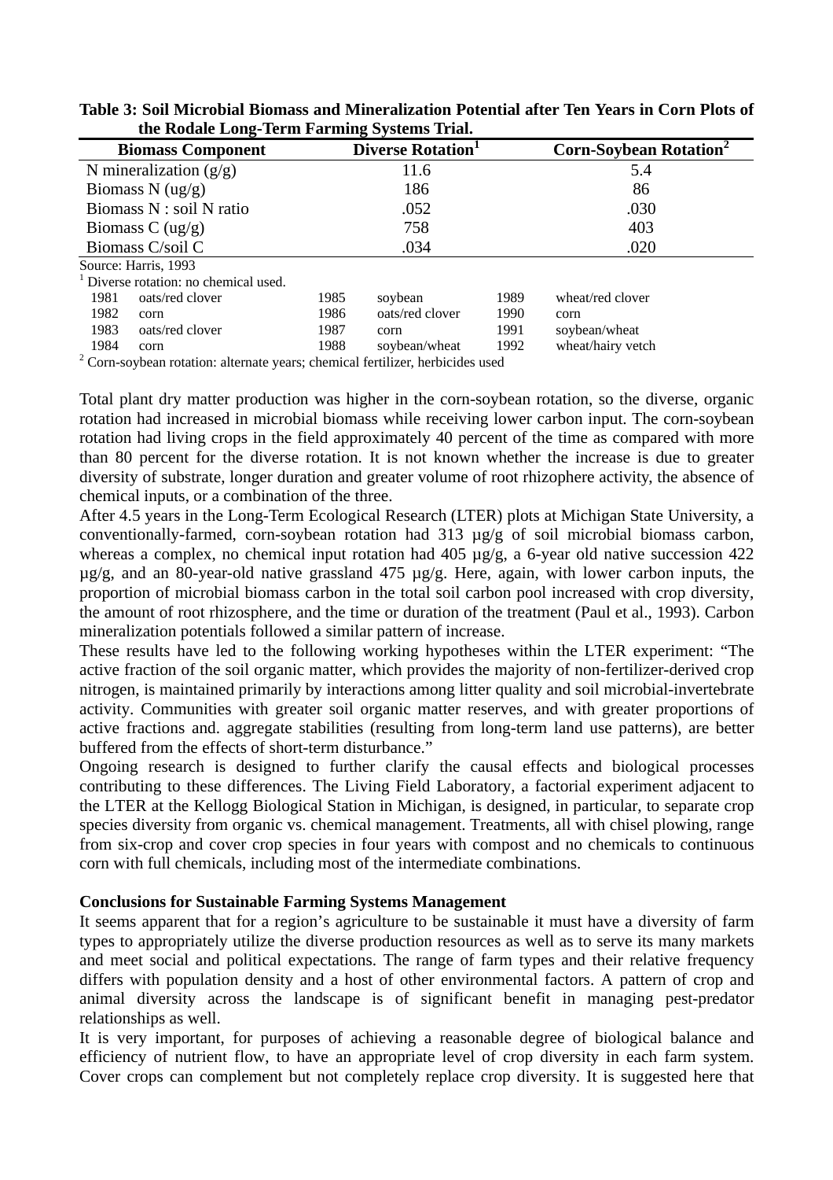**Table 3: Soil Microbial Biomass and Mineralization Potential after Ten Years in Corn Plots of the Rodale Long-Term Farming Systems Trial.**

| Biomass Component | Diverse Rotation[1] | Corn-Soybean Rotation[2] |
|---|---|---|
| N mineralization (g/g) | 11.6 | 5.4 |
| Biomass N (ug/g) | 186 | 86 |
| Biomass N : soil N ratio | .052 | .030 |
| Biomass C (ug/g) | 758 | 403 |
| Biomass C/soil C | .034 | .020 |

Source: Harris, 1993

[1] Diverse rotation: no chemical used.

| | | | | | |
|---|---|---|---|---|---|
| 1981 | oats/red clover | 1985 | soybean | 1989 | wheat/red clover |
| 1982 | corn | 1986 | oats/red clover | 1990 | corn |
| 1983 | oats/red clover | 1987 | corn | 1991 | soybean/wheat |
| 1984 | corn | 1988 | soybean/wheat | 1992 | wheat/hairy vetch |

[2] Corn-soybean rotation: alternate years; chemical fertilizer, herbicides used

Total plant dry matter production was higher in the corn-soybean rotation, so the diverse, organic rotation had increased in microbial biomass while receiving lower carbon input. The corn-soybean rotation had living crops in the field approximately 40 percent of the time as compared with more than 80 percent for the diverse rotation. It is not known whether the increase is due to greater diversity of substrate, longer duration and greater volume of root rhizophere activity, the absence of chemical inputs, or a combination of the three.

After 4.5 years in the Long-Term Ecological Research (LTER) plots at Michigan State University, a conventionally-farmed, corn-soybean rotation had 313 µg/g of soil microbial biomass carbon, whereas a complex, no chemical input rotation had 405 µg/g, a 6-year old native succession 422 µg/g, and an 80-year-old native grassland 475 µg/g. Here, again, with lower carbon inputs, the proportion of microbial biomass carbon in the total soil carbon pool increased with crop diversity, the amount of root rhizosphere, and the time or duration of the treatment (Paul et al., 1993). Carbon mineralization potentials followed a similar pattern of increase.

These results have led to the following working hypotheses within the LTER experiment: "The active fraction of the soil organic matter, which provides the majority of non-fertilizer-derived crop nitrogen, is maintained primarily by interactions among litter quality and soil microbial-invertebrate activity. Communities with greater soil organic matter reserves, and with greater proportions of active fractions and. aggregate stabilities (resulting from long-term land use patterns), are better buffered from the effects of short-term disturbance."

Ongoing research is designed to further clarify the causal effects and biological processes contributing to these differences. The Living Field Laboratory, a factorial experiment adjacent to the LTER at the Kellogg Biological Station in Michigan, is designed, in particular, to separate crop species diversity from organic vs. chemical management. Treatments, all with chisel plowing, range from six-crop and cover crop species in four years with compost and no chemicals to continuous corn with full chemicals, including most of the intermediate combinations.

**Conclusions for Sustainable Farming Systems Management**

It seems apparent that for a region's agriculture to be sustainable it must have a diversity of farm types to appropriately utilize the diverse production resources as well as to serve its many markets and meet social and political expectations. The range of farm types and their relative frequency differs with population density and a host of other environmental factors. A pattern of crop and animal diversity across the landscape is of significant benefit in managing pest-predator relationships as well.

It is very important, for purposes of achieving a reasonable degree of biological balance and efficiency of nutrient flow, to have an appropriate level of crop diversity in each farm system. Cover crops can complement but not completely replace crop diversity. It is suggested here that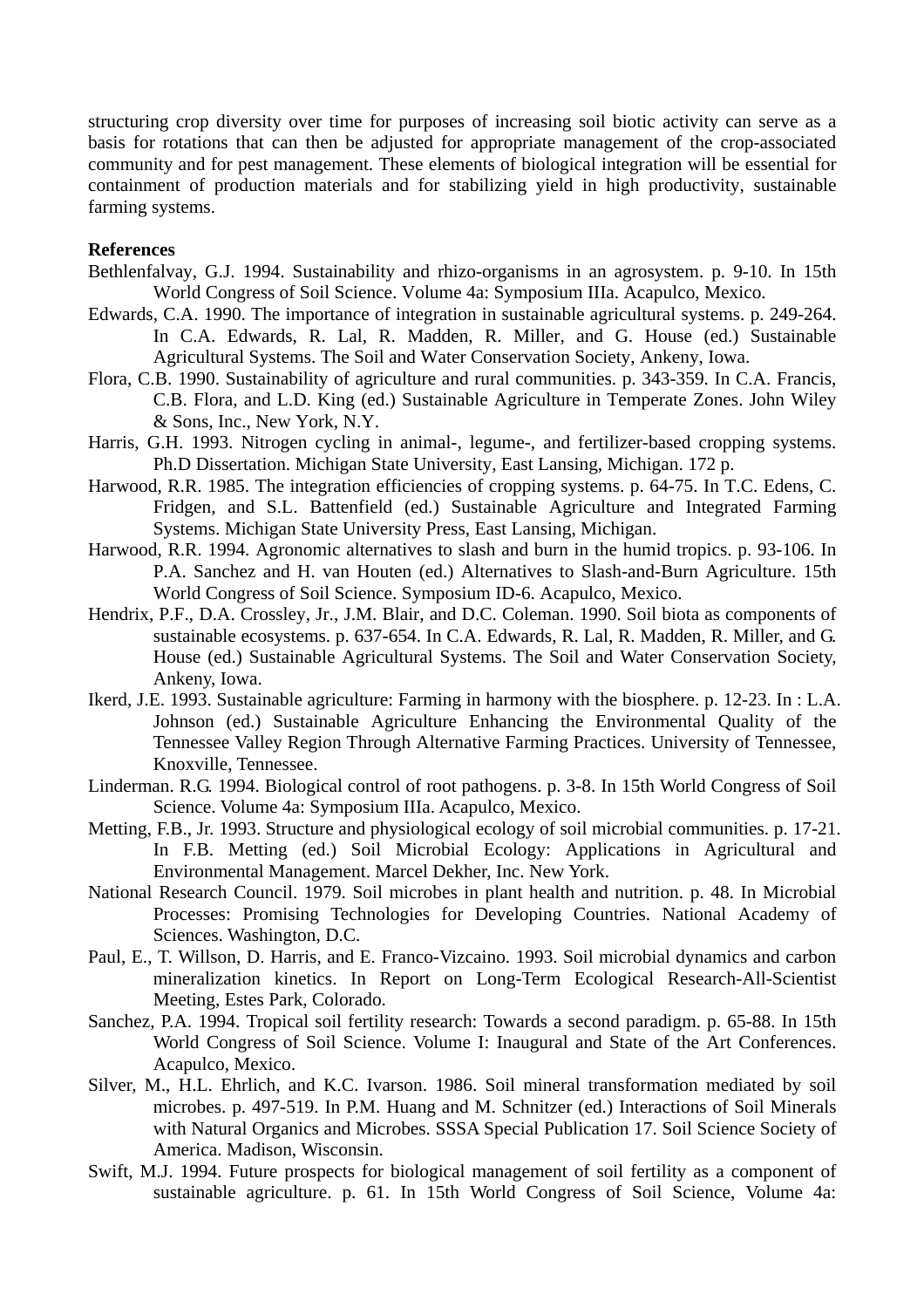structuring crop diversity over time for purposes of increasing soil biotic activity can serve as a basis for rotations that can then be adjusted for appropriate management of the crop-associated community and for pest management. These elements of biological integration will be essential for containment of production materials and for stabilizing yield in high productivity, sustainable farming systems.

**References**

Bethlenfalvay, G.J. 1994. Sustainability and rhizo-organisms in an agrosystem. p. 9-10. In 15th World Congress of Soil Science. Volume 4a: Symposium IIIa. Acapulco, Mexico.

Edwards, C.A. 1990. The importance of integration in sustainable agricultural systems. p. 249-264. In C.A. Edwards, R. Lal, R. Madden, R. Miller, and G. House (ed.) Sustainable Agricultural Systems. The Soil and Water Conservation Society, Ankeny, Iowa.

Flora, C.B. 1990. Sustainability of agriculture and rural communities. p. 343-359. In C.A. Francis, C.B. Flora, and L.D. King (ed.) Sustainable Agriculture in Temperate Zones. John Wiley & Sons, Inc., New York, N.Y.

Harris, G.H. 1993. Nitrogen cycling in animal-, legume-, and fertilizer-based cropping systems. Ph.D Dissertation. Michigan State University, East Lansing, Michigan. 172 p.

Harwood, R.R. 1985. The integration efficiencies of cropping systems. p. 64-75. In T.C. Edens, C. Fridgen, and S.L. Battenfield (ed.) Sustainable Agriculture and Integrated Farming Systems. Michigan State University Press, East Lansing, Michigan.

Harwood, R.R. 1994. Agronomic alternatives to slash and burn in the humid tropics. p. 93-106. In P.A. Sanchez and H. van Houten (ed.) Alternatives to Slash-and-Burn Agriculture. 15th World Congress of Soil Science. Symposium ID-6. Acapulco, Mexico.

Hendrix, P.F., D.A. Crossley, Jr., J.M. Blair, and D.C. Coleman. 1990. Soil biota as components of sustainable ecosystems. p. 637-654. In C.A. Edwards, R. Lal, R. Madden, R. Miller, and G. House (ed.) Sustainable Agricultural Systems. The Soil and Water Conservation Society, Ankeny, Iowa.

Ikerd, J.E. 1993. Sustainable agriculture: Farming in harmony with the biosphere. p. 12-23. In : L.A. Johnson (ed.) Sustainable Agriculture Enhancing the Environmental Quality of the Tennessee Valley Region Through Alternative Farming Practices. University of Tennessee, Knoxville, Tennessee.

Linderman. R.G. 1994. Biological control of root pathogens. p. 3-8. In 15th World Congress of Soil Science. Volume 4a: Symposium IIIa. Acapulco, Mexico.

Metting, F.B., Jr. 1993. Structure and physiological ecology of soil microbial communities. p. 17-21. In F.B. Metting (ed.) Soil Microbial Ecology: Applications in Agricultural and Environmental Management. Marcel Dekher, Inc. New York.

National Research Council. 1979. Soil microbes in plant health and nutrition. p. 48. In Microbial Processes: Promising Technologies for Developing Countries. National Academy of Sciences. Washington, D.C.

Paul, E., T. Willson, D. Harris, and E. Franco-Vizcaino. 1993. Soil microbial dynamics and carbon mineralization kinetics. In Report on Long-Term Ecological Research-All-Scientist Meeting, Estes Park, Colorado.

Sanchez, P.A. 1994. Tropical soil fertility research: Towards a second paradigm. p. 65-88. In 15th World Congress of Soil Science. Volume I: Inaugural and State of the Art Conferences. Acapulco, Mexico.

Silver, M., H.L. Ehrlich, and K.C. Ivarson. 1986. Soil mineral transformation mediated by soil microbes. p. 497-519. In P.M. Huang and M. Schnitzer (ed.) Interactions of Soil Minerals with Natural Organics and Microbes. SSSA Special Publication 17. Soil Science Society of America. Madison, Wisconsin.

Swift, M.J. 1994. Future prospects for biological management of soil fertility as a component of sustainable agriculture. p. 61. In 15th World Congress of Soil Science, Volume 4a: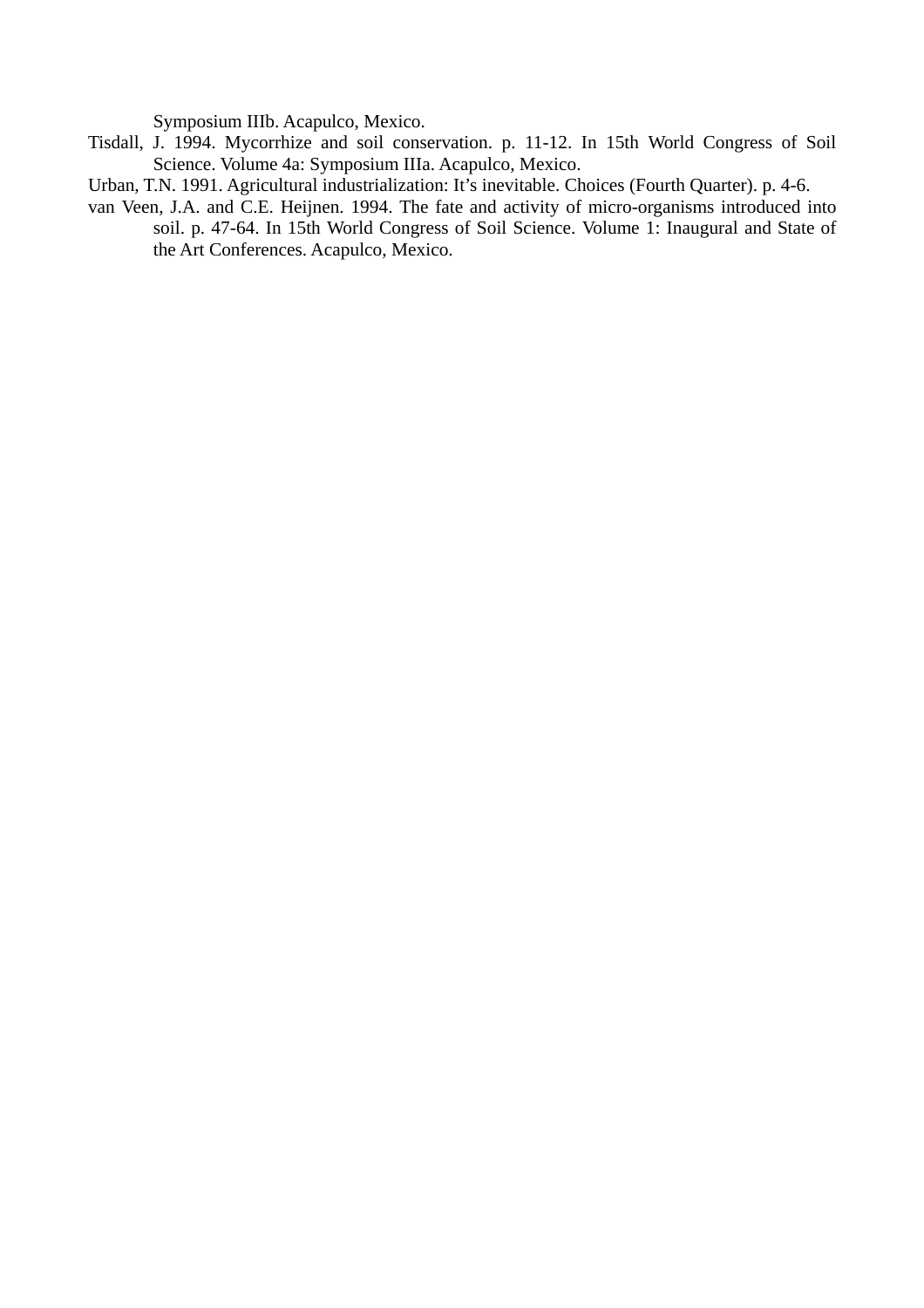Symposium IIIb. Acapulco, Mexico.

Tisdall, J. 1994. Mycorrhize and soil conservation. p. 11-12. In 15th World Congress of Soil Science. Volume 4a: Symposium IIIa. Acapulco, Mexico.

Urban, T.N. 1991. Agricultural industrialization: It's inevitable. Choices (Fourth Quarter). p. 4-6.

van Veen, J.A. and C.E. Heijnen. 1994. The fate and activity of micro-organisms introduced into soil. p. 47-64. In 15th World Congress of Soil Science. Volume 1: Inaugural and State of the Art Conferences. Acapulco, Mexico.